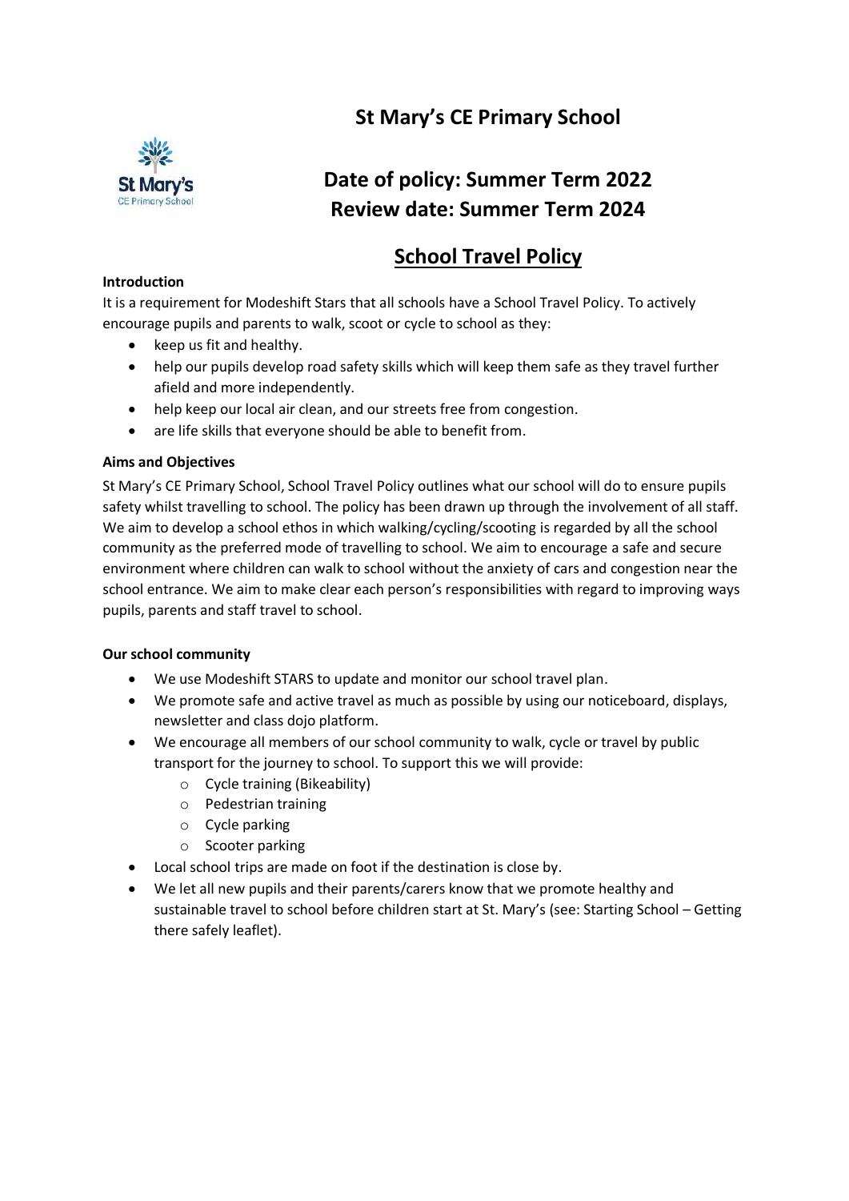# St Mary's CE Primary School

## Date of policy: Summer Term 2022
## Review date: Summer Term 2024

## School Travel Policy

**Introduction**

It is a requirement for Modeshift Stars that all schools have a School Travel Policy. To actively encourage pupils and parents to walk, scoot or cycle to school as they:

- keep us fit and healthy.
- help our pupils develop road safety skills which will keep them safe as they travel further afield and more independently.
- help keep our local air clean, and our streets free from congestion.
- are life skills that everyone should be able to benefit from.

**Aims and Objectives**

St Mary's CE Primary School, School Travel Policy outlines what our school will do to ensure pupils safety whilst travelling to school. The policy has been drawn up through the involvement of all staff. We aim to develop a school ethos in which walking/cycling/scooting is regarded by all the school community as the preferred mode of travelling to school. We aim to encourage a safe and secure environment where children can walk to school without the anxiety of cars and congestion near the school entrance. We aim to make clear each person's responsibilities with regard to improving ways pupils, parents and staff travel to school.

**Our school community**

- We use Modeshift STARS to update and monitor our school travel plan.
- We promote safe and active travel as much as possible by using our noticeboard, displays, newsletter and class dojo platform.
- We encourage all members of our school community to walk, cycle or travel by public transport for the journey to school. To support this we will provide:
  - Cycle training (Bikeability)
  - Pedestrian training
  - Cycle parking
  - Scooter parking
- Local school trips are made on foot if the destination is close by.
- We let all new pupils and their parents/carers know that we promote healthy and sustainable travel to school before children start at St. Mary's (see: Starting School – Getting there safely leaflet).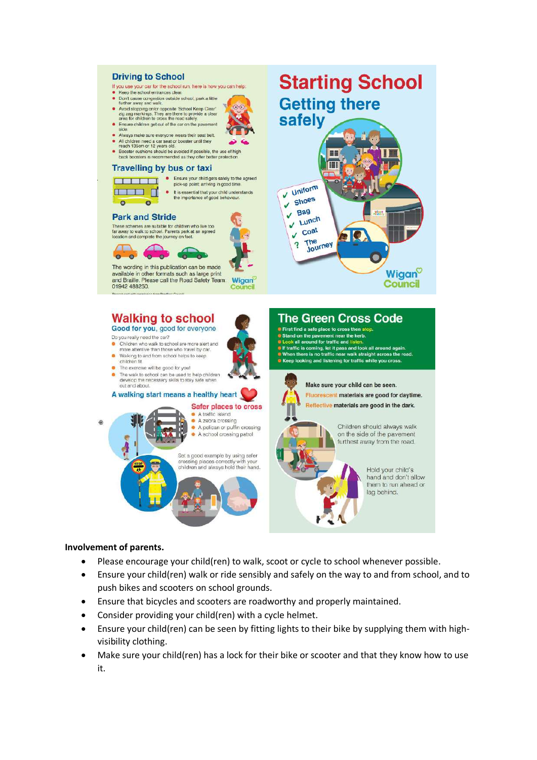## Driving to School

If you use your car for the school run, here is how you can help:

- Keep the school entrances clear.
- Don't cause congestion outside school, park a little further away and walk.
- Avoid stopping on/or opposite 'School Keep Clear' zig zag markings. They are there to provide a clear area for children to cross the road safely.
- Ensure children get out of the car on the pavement side.
- Always make sure everyone wears their seat belt.
- All children need a car seat or booster until they reach 135cm or 12 years old.
- Booster cushions should be avoided if possible, the use of high back boosters is recommended as they offer better protection.

## Travelling by bus or taxi

- Ensure your child gets safely to the agreed pick-up point arriving in good time.
- It is essential that your child understands the importance of good behaviour.

## Park and Stride

These schemes are suitable for children who live too far away to walk to school. Parents park at an agreed location and complete the journey on foot.

The wording in this publication can be made available in other formats such as large print and Braille. Please call the Road Safety Team: 01942 488250.

Wigan Council

# Starting School

## Getting there safely

- ✓ Uniform
- ✓ Shoes
- ✓ Bag
- ✓ Lunch
- ✓ Coat
- ? The Journey

Wigan Council

## Walking to school

**Good for you, good for everyone**

Do you really need the car?

- Children who walk to school are more alert and more attentive than those who travel by car.
- Walking to and from school helps to keep children fit.
- The exercise will be good for you!
- The walk to school can be used to help children develop the necessary skills to stay safe when out and about.

**A walking start means a healthy heart**

### Safer places to cross

- A traffic island
- A zebra crossing
- A pelican or puffin crossing
- A school crossing patrol

Set a good example by using safer crossing places correctly with your children and always hold their hand.

## The Green Cross Code

- First find a safe place to cross then stop.
- Stand on the pavement near the kerb.
- Look all around for traffic and listen.
- If traffic is coming, let it pass and look all around again.
- When there is no traffic near walk straight across the road.
- Keep looking and listening for traffic while you cross.

Make sure your child can be seen.

Fluorescent materials are good for daytime.

Reflective materials are good in the dark.

Children should always walk on the side of the pavement furthest away from the road.

Hold your child's hand and don't allow them to run ahead or lag behind.

**Involvement of parents.**

- Please encourage your child(ren) to walk, scoot or cycle to school whenever possible.
- Ensure your child(ren) walk or ride sensibly and safely on the way to and from school, and to push bikes and scooters on school grounds.
- Ensure that bicycles and scooters are roadworthy and properly maintained.
- Consider providing your child(ren) with a cycle helmet.
- Ensure your child(ren) can be seen by fitting lights to their bike by supplying them with high-visibility clothing.
- Make sure your child(ren) has a lock for their bike or scooter and that they know how to use it.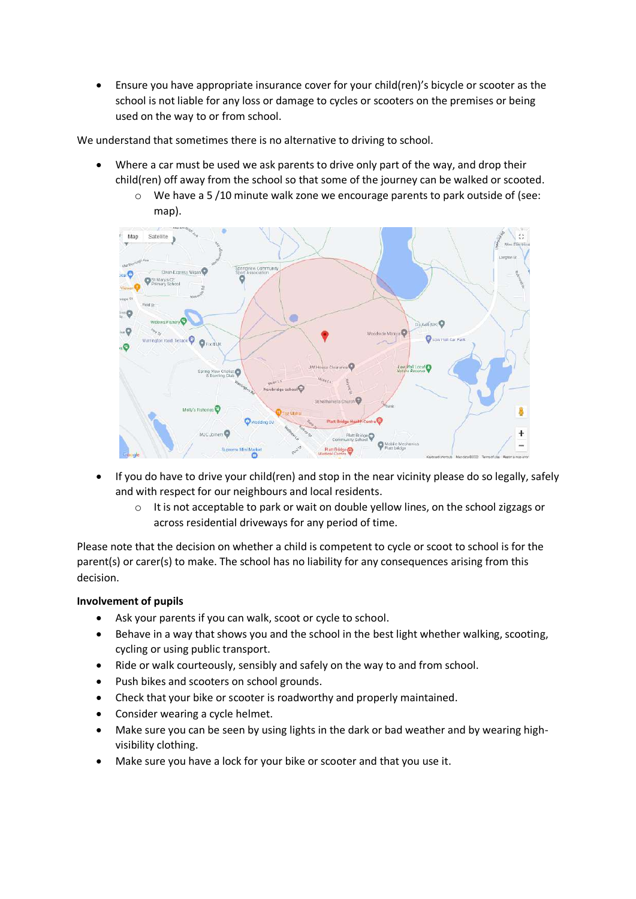- Ensure you have appropriate insurance cover for your child(ren)'s bicycle or scooter as the school is not liable for any loss or damage to cycles or scooters on the premises or being used on the way to or from school.

We understand that sometimes there is no alternative to driving to school.

- Where a car must be used we ask parents to drive only part of the way, and drop their child(ren) off away from the school so that some of the journey can be walked or scooted.
  - We have a 5 /10 minute walk zone we encourage parents to park outside of (see: map).

- If you do have to drive your child(ren) and stop in the near vicinity please do so legally, safely and with respect for our neighbours and local residents.
  - It is not acceptable to park or wait on double yellow lines, on the school zigzags or across residential driveways for any period of time.

Please note that the decision on whether a child is competent to cycle or scoot to school is for the parent(s) or carer(s) to make. The school has no liability for any consequences arising from this decision.

**Involvement of pupils**

- Ask your parents if you can walk, scoot or cycle to school.
- Behave in a way that shows you and the school in the best light whether walking, scooting, cycling or using public transport.
- Ride or walk courteously, sensibly and safely on the way to and from school.
- Push bikes and scooters on school grounds.
- Check that your bike or scooter is roadworthy and properly maintained.
- Consider wearing a cycle helmet.
- Make sure you can be seen by using lights in the dark or bad weather and by wearing high-visibility clothing.
- Make sure you have a lock for your bike or scooter and that you use it.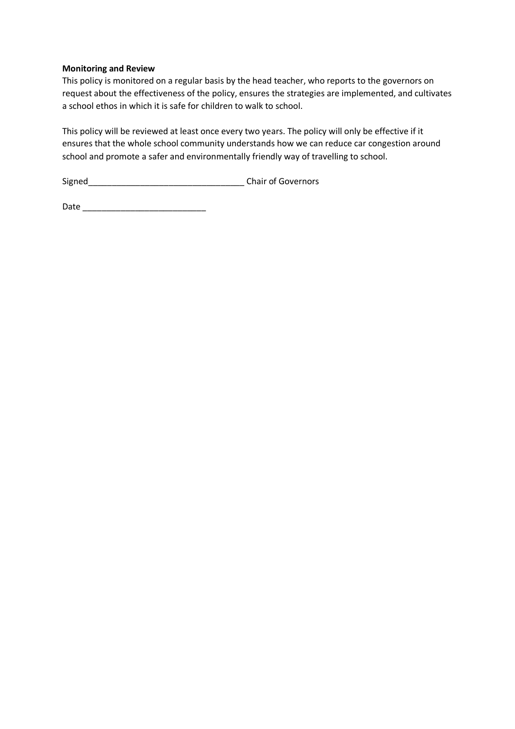**Monitoring and Review**

This policy is monitored on a regular basis by the head teacher, who reports to the governors on request about the effectiveness of the policy, ensures the strategies are implemented, and cultivates a school ethos in which it is safe for children to walk to school.

This policy will be reviewed at least once every two years. The policy will only be effective if it ensures that the whole school community understands how we can reduce car congestion around school and promote a safer and environmentally friendly way of travelling to school.

Signed_________________________________ Chair of Governors

Date __________________________